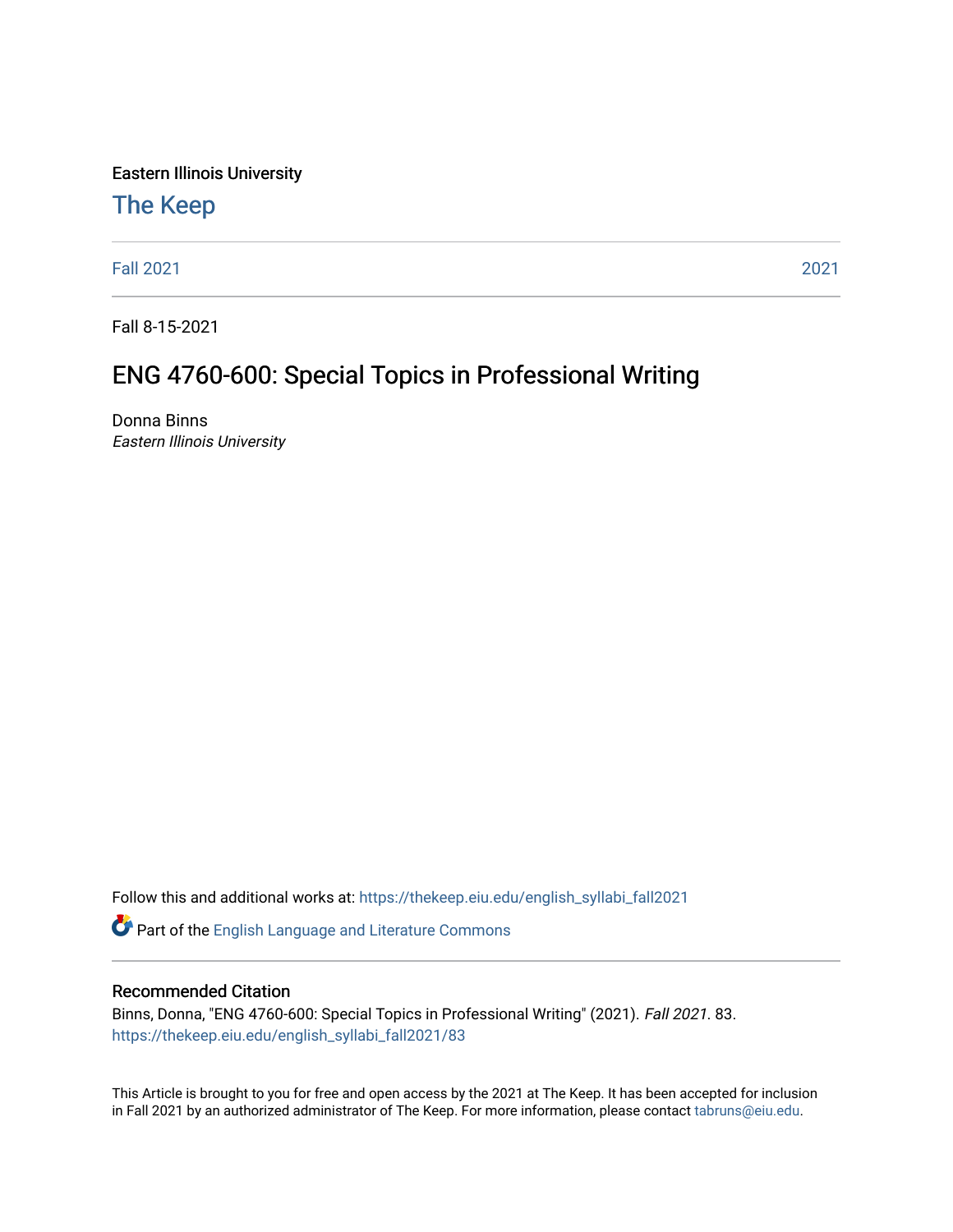Eastern Illinois University

# The Keep

Fall 2021 | 2021

Fall 8-15-2021

## ENG 4760-600: Special Topics in Professional Writing

Donna Binns

*Eastern Illinois University*

Follow this and additional works at: https://thekeep.eiu.edu/english_syllabi_fall2021

Part of the English Language and Literature Commons

### Recommended Citation

Binns, Donna, "ENG 4760-600: Special Topics in Professional Writing" (2021). *Fall 2021*. 83.
https://thekeep.eiu.edu/english_syllabi_fall2021/83

This Article is brought to you for free and open access by the 2021 at The Keep. It has been accepted for inclusion in Fall 2021 by an authorized administrator of The Keep. For more information, please contact tabruns@eiu.edu.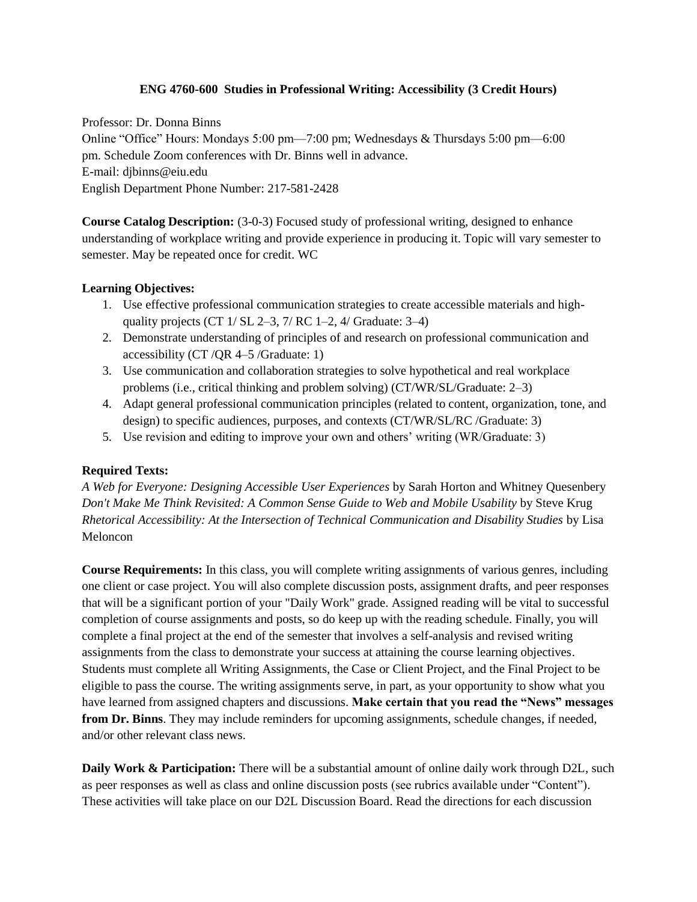**ENG 4760-600 Studies in Professional Writing: Accessibility (3 Credit Hours)**

Professor: Dr. Donna Binns
Online "Office" Hours: Mondays 5:00 pm—7:00 pm; Wednesdays & Thursdays 5:00 pm—6:00 pm. Schedule Zoom conferences with Dr. Binns well in advance.
E-mail: djbinns@eiu.edu
English Department Phone Number: 217-581-2428

**Course Catalog Description:** (3-0-3) Focused study of professional writing, designed to enhance understanding of workplace writing and provide experience in producing it. Topic will vary semester to semester. May be repeated once for credit. WC

**Learning Objectives:**

1. Use effective professional communication strategies to create accessible materials and high-quality projects (CT 1/ SL 2–3, 7/ RC 1–2, 4/ Graduate: 3–4)
2. Demonstrate understanding of principles of and research on professional communication and accessibility (CT /QR 4–5 /Graduate: 1)
3. Use communication and collaboration strategies to solve hypothetical and real workplace problems (i.e., critical thinking and problem solving) (CT/WR/SL/Graduate: 2–3)
4. Adapt general professional communication principles (related to content, organization, tone, and design) to specific audiences, purposes, and contexts (CT/WR/SL/RC /Graduate: 3)
5. Use revision and editing to improve your own and others' writing (WR/Graduate: 3)

**Required Texts:**
*A Web for Everyone: Designing Accessible User Experiences* by Sarah Horton and Whitney Quesenbery
*Don't Make Me Think Revisited: A Common Sense Guide to Web and Mobile Usability* by Steve Krug
*Rhetorical Accessibility: At the Intersection of Technical Communication and Disability Studies* by Lisa Meloncon

**Course Requirements:** In this class, you will complete writing assignments of various genres, including one client or case project. You will also complete discussion posts, assignment drafts, and peer responses that will be a significant portion of your "Daily Work" grade. Assigned reading will be vital to successful completion of course assignments and posts, so do keep up with the reading schedule. Finally, you will complete a final project at the end of the semester that involves a self-analysis and revised writing assignments from the class to demonstrate your success at attaining the course learning objectives. Students must complete all Writing Assignments, the Case or Client Project, and the Final Project to be eligible to pass the course. The writing assignments serve, in part, as your opportunity to show what you have learned from assigned chapters and discussions. **Make certain that you read the "News" messages from Dr. Binns**. They may include reminders for upcoming assignments, schedule changes, if needed, and/or other relevant class news.

**Daily Work & Participation:** There will be a substantial amount of online daily work through D2L, such as peer responses as well as class and online discussion posts (see rubrics available under "Content"). These activities will take place on our D2L Discussion Board. Read the directions for each discussion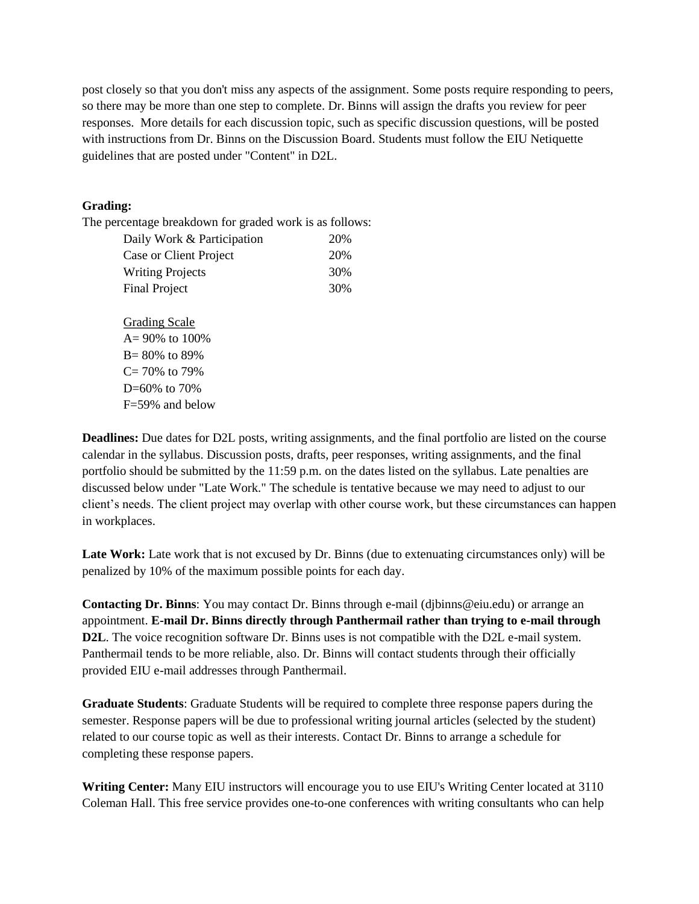post closely so that you don't miss any aspects of the assignment. Some posts require responding to peers, so there may be more than one step to complete. Dr. Binns will assign the drafts you review for peer responses. More details for each discussion topic, such as specific discussion questions, will be posted with instructions from Dr. Binns on the Discussion Board. Students must follow the EIU Netiquette guidelines that are posted under "Content" in D2L.

**Grading:**

The percentage breakdown for graded work is as follows:

| | |
|---|---|
| Daily Work & Participation | 20% |
| Case or Client Project | 20% |
| Writing Projects | 30% |
| Final Project | 30% |

Grading Scale

A= 90% to 100%
B= 80% to 89%
C= 70% to 79%
D=60% to 70%
F=59% and below

**Deadlines:** Due dates for D2L posts, writing assignments, and the final portfolio are listed on the course calendar in the syllabus. Discussion posts, drafts, peer responses, writing assignments, and the final portfolio should be submitted by the 11:59 p.m. on the dates listed on the syllabus. Late penalties are discussed below under "Late Work." The schedule is tentative because we may need to adjust to our client's needs. The client project may overlap with other course work, but these circumstances can happen in workplaces.

**Late Work:** Late work that is not excused by Dr. Binns (due to extenuating circumstances only) will be penalized by 10% of the maximum possible points for each day.

**Contacting Dr. Binns**: You may contact Dr. Binns through e-mail (djbinns@eiu.edu) or arrange an appointment. **E-mail Dr. Binns directly through Panthermail rather than trying to e-mail through D2L**. The voice recognition software Dr. Binns uses is not compatible with the D2L e-mail system. Panthermail tends to be more reliable, also. Dr. Binns will contact students through their officially provided EIU e-mail addresses through Panthermail.

**Graduate Students**: Graduate Students will be required to complete three response papers during the semester. Response papers will be due to professional writing journal articles (selected by the student) related to our course topic as well as their interests. Contact Dr. Binns to arrange a schedule for completing these response papers.

**Writing Center:** Many EIU instructors will encourage you to use EIU's Writing Center located at 3110 Coleman Hall. This free service provides one-to-one conferences with writing consultants who can help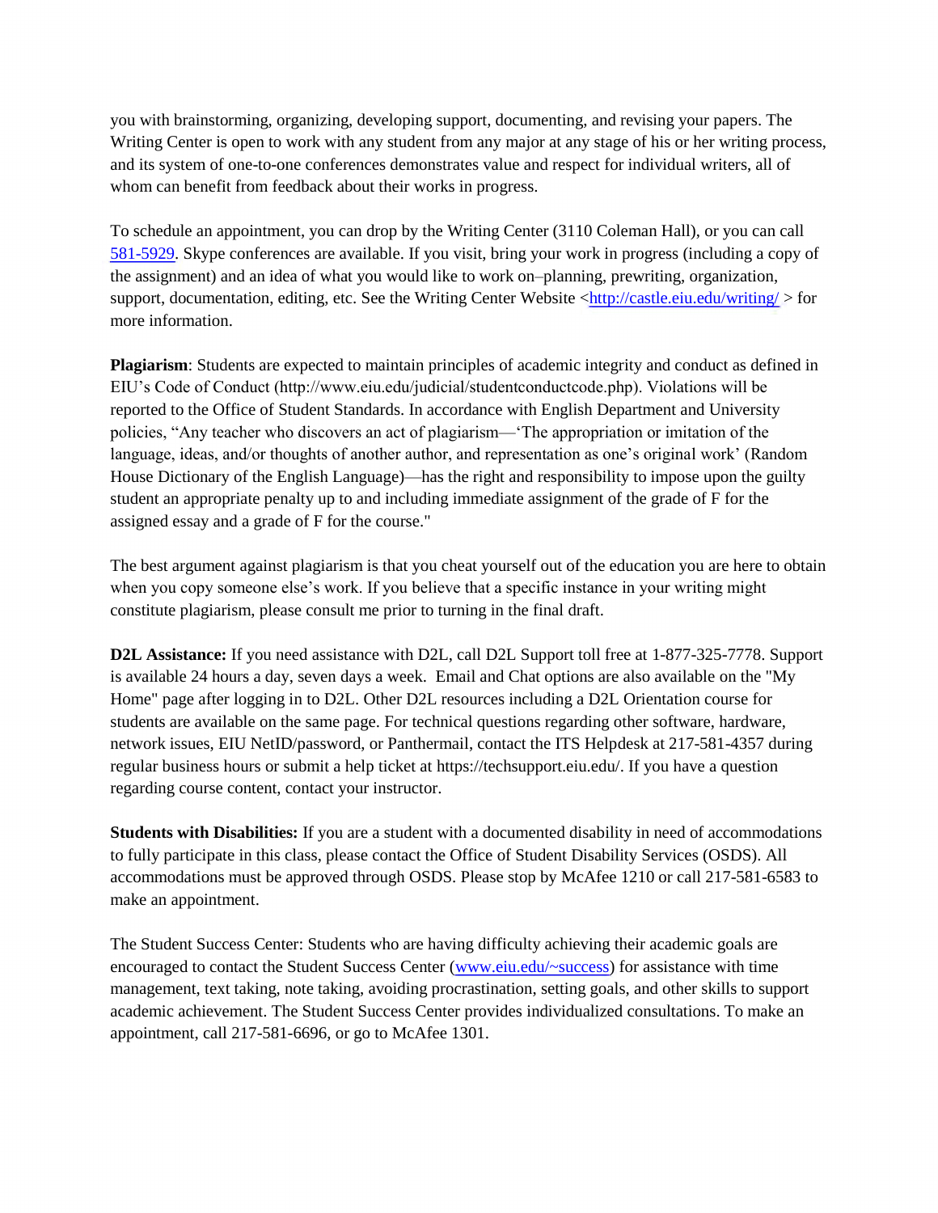you with brainstorming, organizing, developing support, documenting, and revising your papers. The Writing Center is open to work with any student from any major at any stage of his or her writing process, and its system of one-to-one conferences demonstrates value and respect for individual writers, all of whom can benefit from feedback about their works in progress.

To schedule an appointment, you can drop by the Writing Center (3110 Coleman Hall), or you can call 581-5929. Skype conferences are available. If you visit, bring your work in progress (including a copy of the assignment) and an idea of what you would like to work on–planning, prewriting, organization, support, documentation, editing, etc. See the Writing Center Website <http://castle.eiu.edu/writing/ > for more information.

**Plagiarism**: Students are expected to maintain principles of academic integrity and conduct as defined in EIU's Code of Conduct (http://www.eiu.edu/judicial/studentconductcode.php). Violations will be reported to the Office of Student Standards. In accordance with English Department and University policies, "Any teacher who discovers an act of plagiarism—'The appropriation or imitation of the language, ideas, and/or thoughts of another author, and representation as one's original work' (Random House Dictionary of the English Language)—has the right and responsibility to impose upon the guilty student an appropriate penalty up to and including immediate assignment of the grade of F for the assigned essay and a grade of F for the course."

The best argument against plagiarism is that you cheat yourself out of the education you are here to obtain when you copy someone else's work. If you believe that a specific instance in your writing might constitute plagiarism, please consult me prior to turning in the final draft.

**D2L Assistance:** If you need assistance with D2L, call D2L Support toll free at 1-877-325-7778. Support is available 24 hours a day, seven days a week. Email and Chat options are also available on the "My Home" page after logging in to D2L. Other D2L resources including a D2L Orientation course for students are available on the same page. For technical questions regarding other software, hardware, network issues, EIU NetID/password, or Panthermail, contact the ITS Helpdesk at 217-581-4357 during regular business hours or submit a help ticket at https://techsupport.eiu.edu/. If you have a question regarding course content, contact your instructor.

**Students with Disabilities:** If you are a student with a documented disability in need of accommodations to fully participate in this class, please contact the Office of Student Disability Services (OSDS). All accommodations must be approved through OSDS. Please stop by McAfee 1210 or call 217-581-6583 to make an appointment.

The Student Success Center: Students who are having difficulty achieving their academic goals are encouraged to contact the Student Success Center (www.eiu.edu/~success) for assistance with time management, text taking, note taking, avoiding procrastination, setting goals, and other skills to support academic achievement. The Student Success Center provides individualized consultations. To make an appointment, call 217-581-6696, or go to McAfee 1301.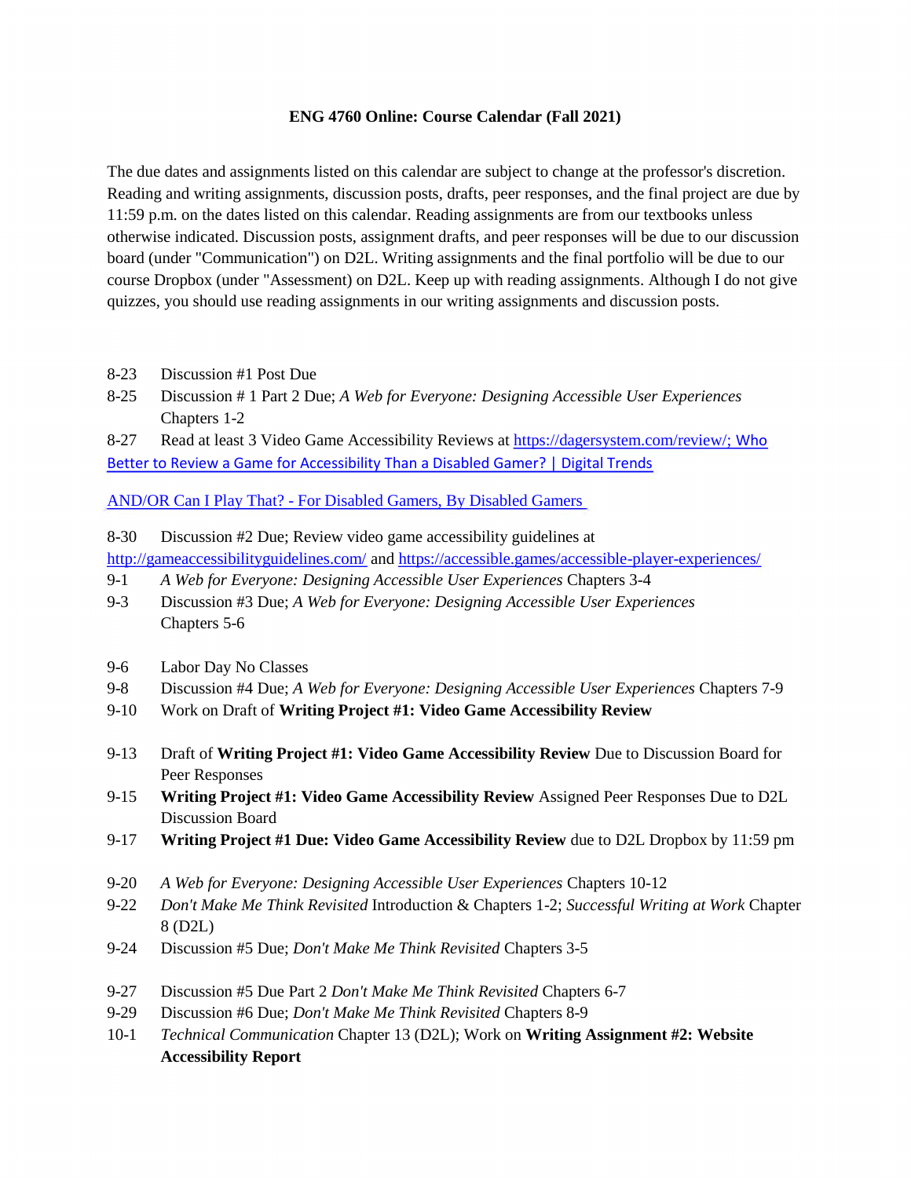# ENG 4760 Online: Course Calendar (Fall 2021)

The due dates and assignments listed on this calendar are subject to change at the professor's discretion. Reading and writing assignments, discussion posts, drafts, peer responses, and the final project are due by 11:59 p.m. on the dates listed on this calendar. Reading assignments are from our textbooks unless otherwise indicated. Discussion posts, assignment drafts, and peer responses will be due to our discussion board (under "Communication") on D2L. Writing assignments and the final portfolio will be due to our course Dropbox (under "Assessment) on D2L. Keep up with reading assignments. Although I do not give quizzes, you should use reading assignments in our writing assignments and discussion posts.

8-23 Discussion #1 Post Due

8-25 Discussion # 1 Part 2 Due; *A Web for Everyone: Designing Accessible User Experiences* Chapters 1-2

8-27 Read at least 3 Video Game Accessibility Reviews at https://dagersystem.com/review/; Who Better to Review a Game for Accessibility Than a Disabled Gamer? | Digital Trends

AND/OR Can I Play That? - For Disabled Gamers, By Disabled Gamers

8-30 Discussion #2 Due; Review video game accessibility guidelines at http://gameaccessibilityguidelines.com/ and https://accessible.games/accessible-player-experiences/

9-1 *A Web for Everyone: Designing Accessible User Experiences* Chapters 3-4

9-3 Discussion #3 Due; *A Web for Everyone: Designing Accessible User Experiences* Chapters 5-6

9-6 Labor Day No Classes

9-8 Discussion #4 Due; *A Web for Everyone: Designing Accessible User Experiences* Chapters 7-9

9-10 Work on Draft of **Writing Project #1: Video Game Accessibility Review**

9-13 Draft of **Writing Project #1: Video Game Accessibility Review** Due to Discussion Board for Peer Responses

9-15 **Writing Project #1: Video Game Accessibility Review** Assigned Peer Responses Due to D2L Discussion Board

9-17 **Writing Project #1 Due: Video Game Accessibility Review** due to D2L Dropbox by 11:59 pm

9-20 *A Web for Everyone: Designing Accessible User Experiences* Chapters 10-12

9-22 *Don't Make Me Think Revisited* Introduction & Chapters 1-2; *Successful Writing at Work* Chapter 8 (D2L)

9-24 Discussion #5 Due; *Don't Make Me Think Revisited* Chapters 3-5

9-27 Discussion #5 Due Part 2 *Don't Make Me Think Revisited* Chapters 6-7

9-29 Discussion #6 Due; *Don't Make Me Think Revisited* Chapters 8-9

10-1 *Technical Communication* Chapter 13 (D2L); Work on **Writing Assignment #2: Website Accessibility Report**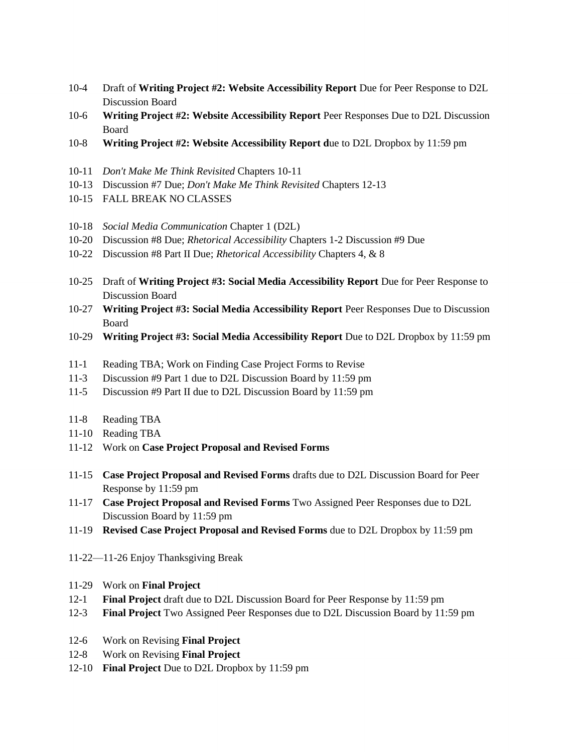10-4 Draft of **Writing Project #2: Website Accessibility Report** Due for Peer Response to D2L Discussion Board
10-6 **Writing Project #2: Website Accessibility Report** Peer Responses Due to D2L Discussion Board
10-8 **Writing Project #2: Website Accessibility Report d**ue to D2L Dropbox by 11:59 pm

10-11 *Don't Make Me Think Revisited* Chapters 10-11
10-13 Discussion #7 Due; *Don't Make Me Think Revisited* Chapters 12-13
10-15 FALL BREAK NO CLASSES

10-18 *Social Media Communication* Chapter 1 (D2L)
10-20 Discussion #8 Due; *Rhetorical Accessibility* Chapters 1-2 Discussion #9 Due
10-22 Discussion #8 Part II Due; *Rhetorical Accessibility* Chapters 4, & 8

10-25 Draft of **Writing Project #3: Social Media Accessibility Report** Due for Peer Response to Discussion Board
10-27 **Writing Project #3: Social Media Accessibility Report** Peer Responses Due to Discussion Board
10-29 **Writing Project #3: Social Media Accessibility Report** Due to D2L Dropbox by 11:59 pm

11-1 Reading TBA; Work on Finding Case Project Forms to Revise
11-3 Discussion #9 Part 1 due to D2L Discussion Board by 11:59 pm
11-5 Discussion #9 Part II due to D2L Discussion Board by 11:59 pm

11-8 Reading TBA
11-10 Reading TBA
11-12 Work on **Case Project Proposal and Revised Forms**

11-15 **Case Project Proposal and Revised Forms** drafts due to D2L Discussion Board for Peer Response by 11:59 pm
11-17 **Case Project Proposal and Revised Forms** Two Assigned Peer Responses due to D2L Discussion Board by 11:59 pm
11-19 **Revised Case Project Proposal and Revised Forms** due to D2L Dropbox by 11:59 pm

11-22—11-26 Enjoy Thanksgiving Break

11-29 Work on **Final Project**
12-1 **Final Project** draft due to D2L Discussion Board for Peer Response by 11:59 pm
12-3 **Final Project** Two Assigned Peer Responses due to D2L Discussion Board by 11:59 pm

12-6 Work on Revising **Final Project**
12-8 Work on Revising **Final Project**
12-10 **Final Project** Due to D2L Dropbox by 11:59 pm